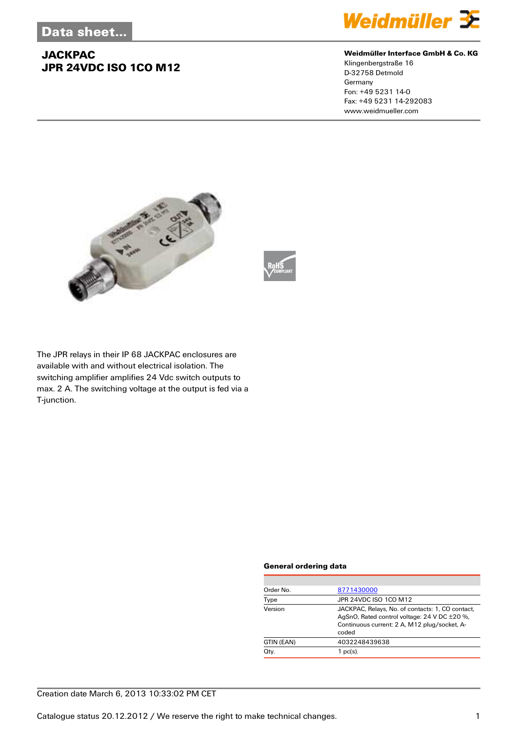# Data sheet...

## JACKPAC
## JPR 24VDC ISO 1CO M12

**Weidmüller Interface GmbH & Co. KG**
Klingenbergstraße 16
D-32758 Detmold
Germany
Fon: +49 5231 14-0
Fax: +49 5231 14-292083
www.weidmueller.com

The JPR relays in their IP 68 JACKPAC enclosures are available with and without electrical isolation. The switching amplifier amplifies 24 Vdc switch outputs to max. 2 A. The switching voltage at the output is fed via a T-junction.

### General ordering data

| | |
|---|---|
| Order No. | 8771430000 |
| Type | JPR 24VDC ISO 1CO M12 |
| Version | JACKPAC, Relays, No. of contacts: 1, CO contact, AgSnO, Rated control voltage: 24 V DC ±20 %, Continuous current: 2 A, M12 plug/socket, A-coded |
| GTIN (EAN) | 4032248439638 |
| Qty. | 1 pc(s). |

Creation date March 6, 2013 10:33:02 PM CET

Catalogue status 20.12.2012 / We reserve the right to make technical changes.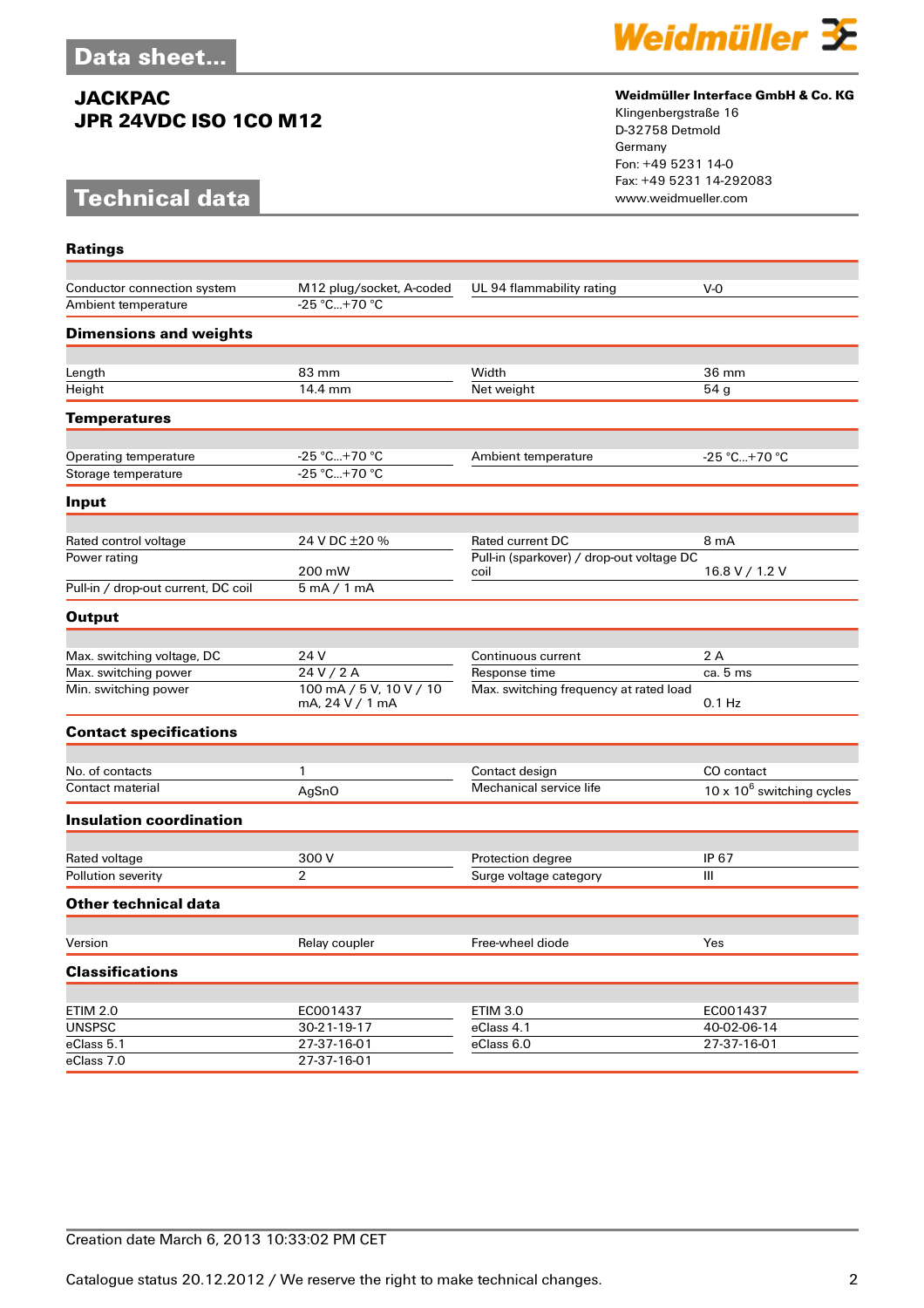# Data sheet...

## JACKPAC
## JPR 24VDC ISO 1CO M12

**Weidmüller Interface GmbH & Co. KG**
Klingenbergstraße 16
D-32758 Detmold
Germany
Fon: +49 5231 14-0
Fax: +49 5231 14-292083
www.weidmueller.com

# Technical data

### Ratings

| | | | |
|---|---|---|---|
| Conductor connection system | M12 plug/socket, A-coded | UL 94 flammability rating | V-0 |
| Ambient temperature | -25 °C...+70 °C | | |

### Dimensions and weights

| | | | |
|---|---|---|---|
| Length | 83 mm | Width | 36 mm |
| Height | 14.4 mm | Net weight | 54 g |

### Temperatures

| | | | |
|---|---|---|---|
| Operating temperature | -25 °C...+70 °C | Ambient temperature | -25 °C...+70 °C |
| Storage temperature | -25 °C...+70 °C | | |

### Input

| | | | |
|---|---|---|---|
| Rated control voltage | 24 V DC ±20 % | Rated current DC | 8 mA |
| Power rating | 200 mW | Pull-in (sparkover) / drop-out voltage DC coil | 16.8 V / 1.2 V |
| Pull-in / drop-out current, DC coil | 5 mA / 1 mA | | |

### Output

| | | | |
|---|---|---|---|
| Max. switching voltage, DC | 24 V | Continuous current | 2 A |
| Max. switching power | 24 V / 2 A | Response time | ca. 5 ms |
| Min. switching power | 100 mA / 5 V, 10 V / 10 mA, 24 V / 1 mA | Max. switching frequency at rated load | 0.1 Hz |

### Contact specifications

| | | | |
|---|---|---|---|
| No. of contacts | 1 | Contact design | CO contact |
| Contact material | AgSnO | Mechanical service life | 10 x $10^6$ switching cycles |

### Insulation coordination

| | | | |
|---|---|---|---|
| Rated voltage | 300 V | Protection degree | IP 67 |
| Pollution severity | 2 | Surge voltage category | III |

### Other technical data

| | | | |
|---|---|---|---|
| Version | Relay coupler | Free-wheel diode | Yes |

### Classifications

| | | | |
|---|---|---|---|
| ETIM 2.0 | EC001437 | ETIM 3.0 | EC001437 |
| UNSPSC | 30-21-19-17 | eClass 4.1 | 40-02-06-14 |
| eClass 5.1 | 27-37-16-01 | eClass 6.0 | 27-37-16-01 |
| eClass 7.0 | 27-37-16-01 | | |

Creation date March 6, 2013 10:33:02 PM CET

Catalogue status 20.12.2012 / We reserve the right to make technical changes.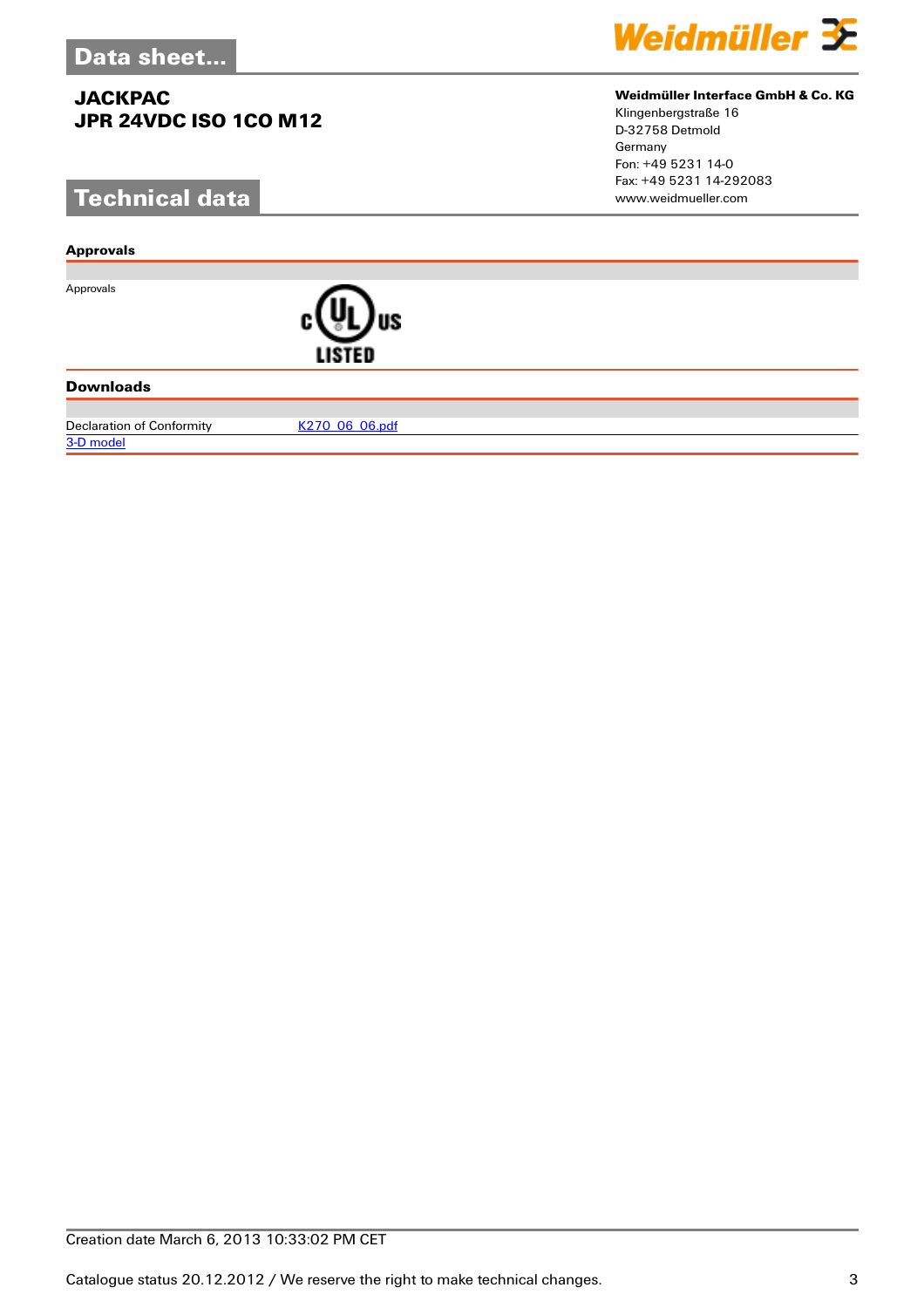# Data sheet...

## JACKPAC
## JPR 24VDC ISO 1CO M12

**Weidmüller Interface GmbH & Co. KG**
Klingenbergstraße 16
D-32758 Detmold
Germany
Fon: +49 5231 14-0
Fax: +49 5231 14-292083
www.weidmueller.com

# Technical data

### Approvals

| | |
|---|---|
| Approvals | c UL us LISTED |

### Downloads

| | |
|---|---|
| Declaration of Conformity | K270_06_06.pdf |
| 3-D model | |

Creation date March 6, 2013 10:33:02 PM CET

Catalogue status 20.12.2012 / We reserve the right to make technical changes.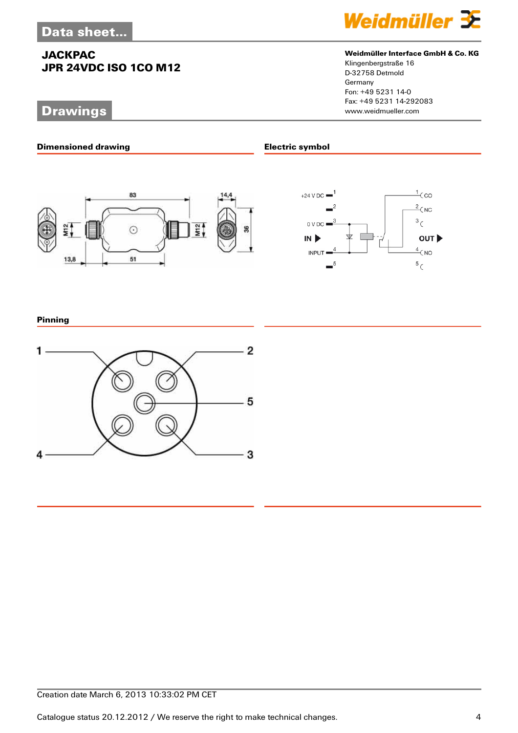# Data sheet...

## JACKPAC
## JPR 24VDC ISO 1CO M12

**Weidmüller Interface GmbH & Co. KG**
Klingenbergstraße 16
D-32758 Detmold
Germany
Fon: +49 5231 14-0
Fax: +49 5231 14-292083
www.weidmueller.com

## Drawings

### Dimensioned drawing

83
14,4
M12
M12
36
13,8
51

### Electric symbol

+24 V DC
1
2
0 V DC
3
IN
INPUT
4
5
1 CO
2 NC
3
OUT
4 NO
5

### Pinning

1
2
5
4
3

Creation date March 6, 2013 10:33:02 PM CET

Catalogue status 20.12.2012 / We reserve the right to make technical changes.